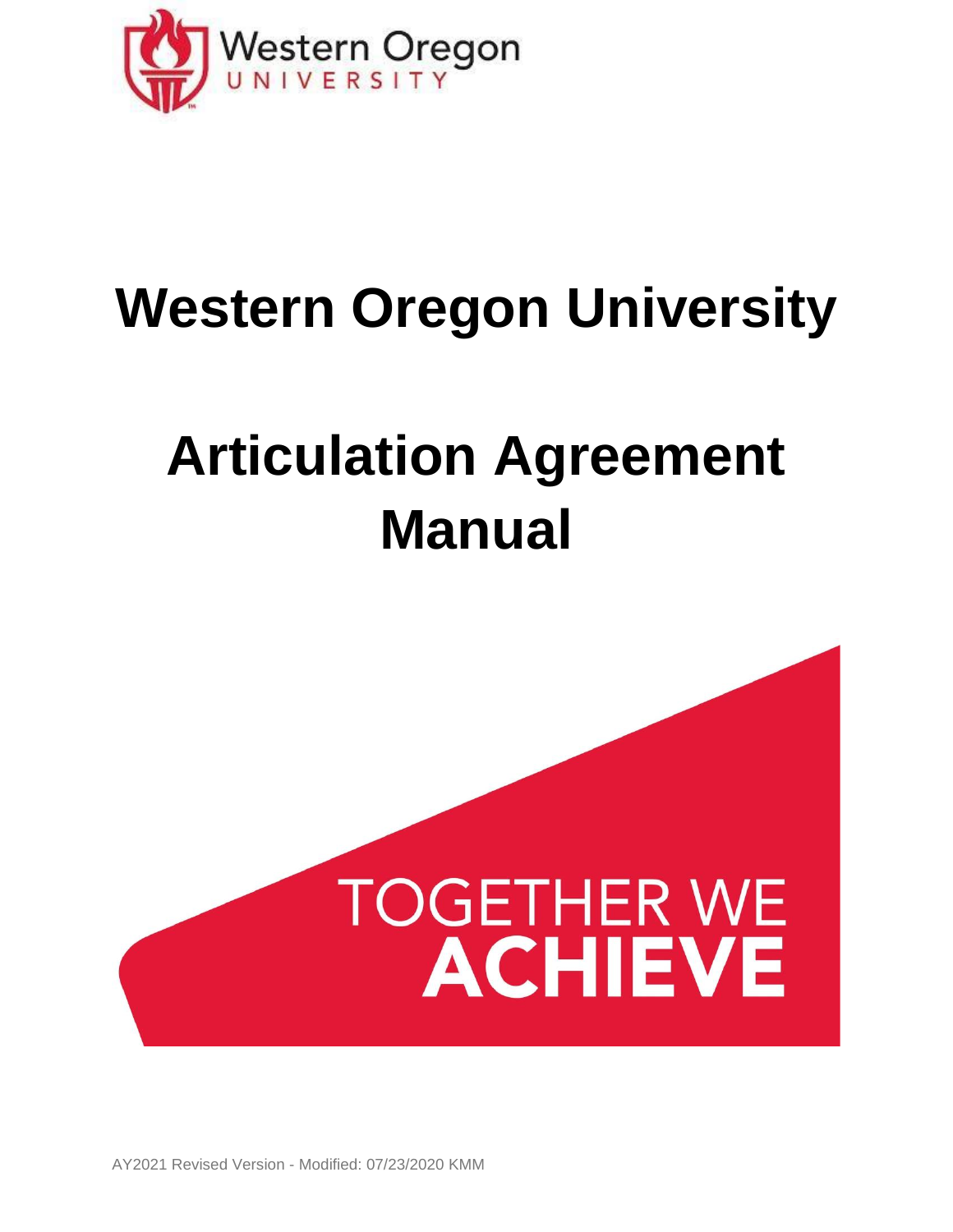Western Oregon UNIVERSITY

# Western Oregon University

# Articulation Agreement Manual

TOGETHER WE ACHIEVE

AY2021 Revised Version - Modified: 07/23/2020 KMM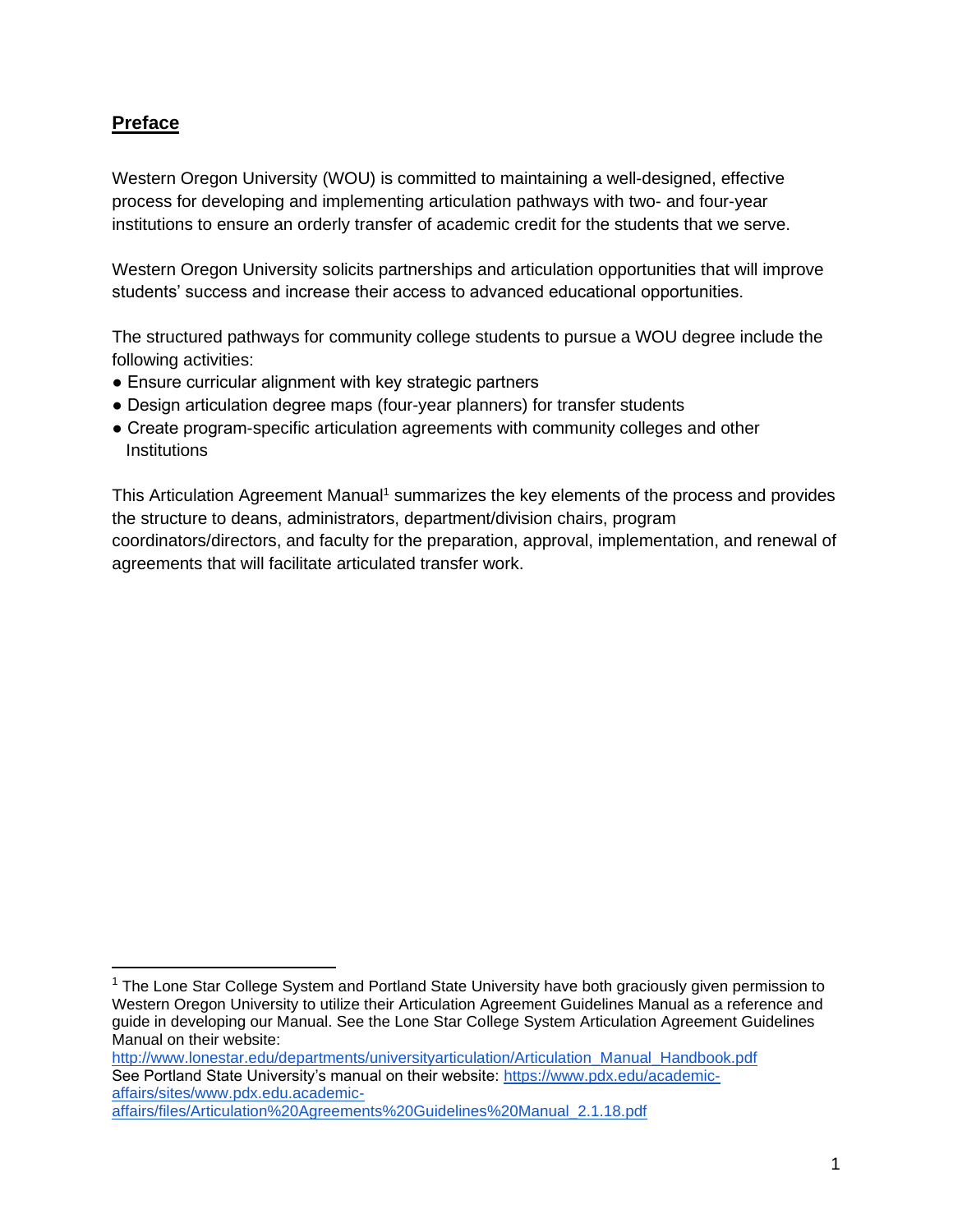## Preface

Western Oregon University (WOU) is committed to maintaining a well-designed, effective process for developing and implementing articulation pathways with two- and four-year institutions to ensure an orderly transfer of academic credit for the students that we serve.

Western Oregon University solicits partnerships and articulation opportunities that will improve students' success and increase their access to advanced educational opportunities.

The structured pathways for community college students to pursue a WOU degree include the following activities:

- Ensure curricular alignment with key strategic partners
- Design articulation degree maps (four-year planners) for transfer students
- Create program-specific articulation agreements with community colleges and other Institutions

This Articulation Agreement Manual[1] summarizes the key elements of the process and provides the structure to deans, administrators, department/division chairs, program coordinators/directors, and faculty for the preparation, approval, implementation, and renewal of agreements that will facilitate articulated transfer work.

---

[1] The Lone Star College System and Portland State University have both graciously given permission to Western Oregon University to utilize their Articulation Agreement Guidelines Manual as a reference and guide in developing our Manual. See the Lone Star College System Articulation Agreement Guidelines Manual on their website:
http://www.lonestar.edu/departments/universityarticulation/Articulation_Manual_Handbook.pdf
See Portland State University's manual on their website: https://www.pdx.edu/academic-affairs/sites/www.pdx.edu.academic-affairs/files/Articulation%20Agreements%20Guidelines%20Manual_2.1.18.pdf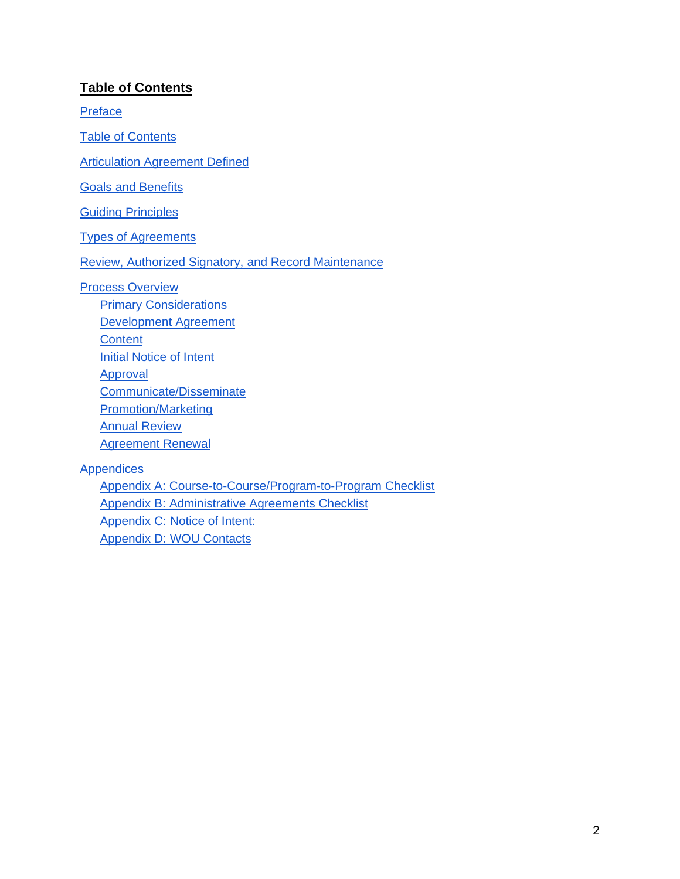## Table of Contents

Preface

Table of Contents

Articulation Agreement Defined

Goals and Benefits

Guiding Principles

Types of Agreements

Review, Authorized Signatory, and Record Maintenance

Process Overview
- Primary Considerations
- Development Agreement
- Content
- Initial Notice of Intent
- Approval
- Communicate/Disseminate
- Promotion/Marketing
- Annual Review
- Agreement Renewal

Appendices
- Appendix A: Course-to-Course/Program-to-Program Checklist
- Appendix B: Administrative Agreements Checklist
- Appendix C: Notice of Intent:
- Appendix D: WOU Contacts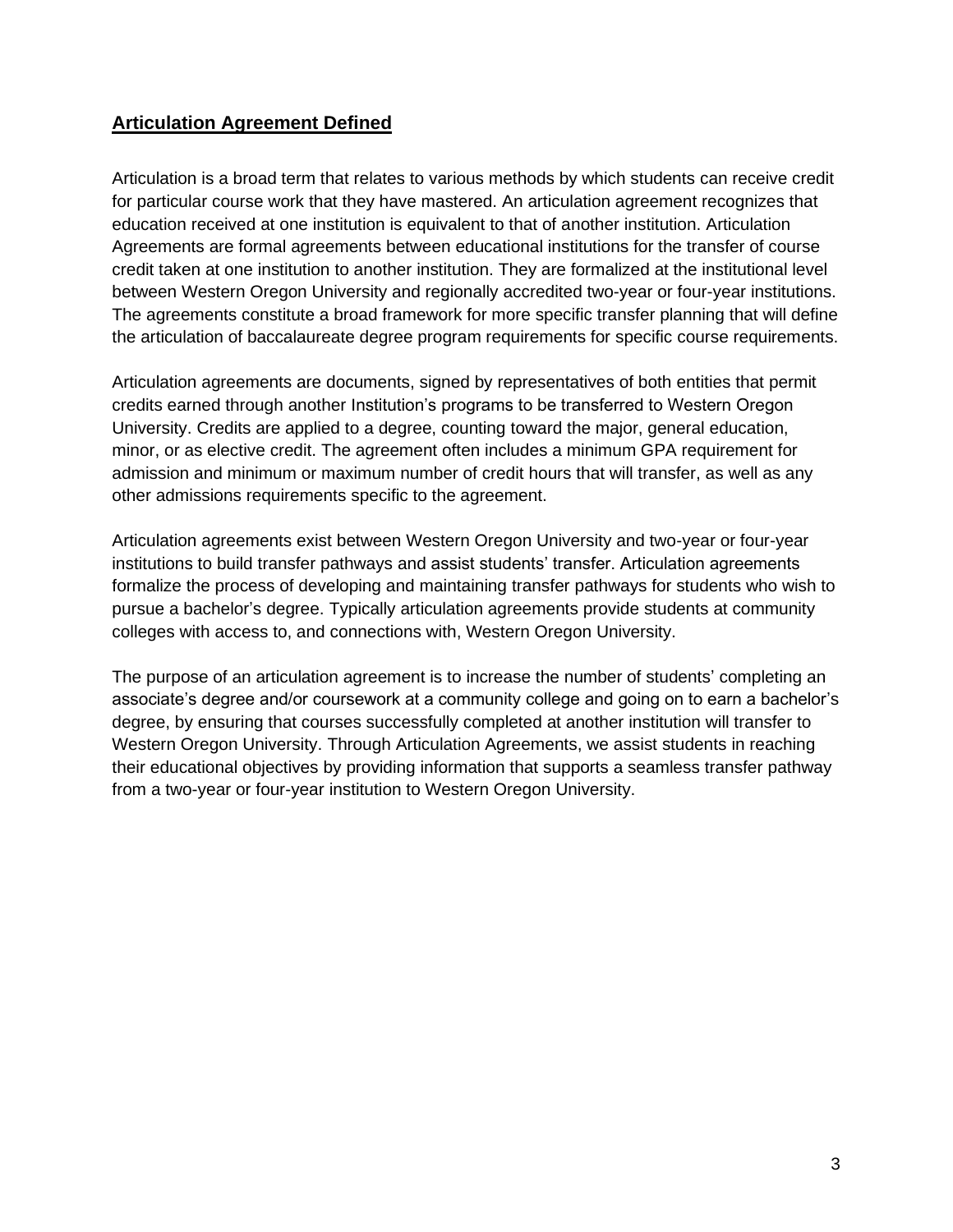## **Articulation Agreement Defined**

Articulation is a broad term that relates to various methods by which students can receive credit for particular course work that they have mastered. An articulation agreement recognizes that education received at one institution is equivalent to that of another institution. Articulation Agreements are formal agreements between educational institutions for the transfer of course credit taken at one institution to another institution. They are formalized at the institutional level between Western Oregon University and regionally accredited two-year or four-year institutions. The agreements constitute a broad framework for more specific transfer planning that will define the articulation of baccalaureate degree program requirements for specific course requirements.

Articulation agreements are documents, signed by representatives of both entities that permit credits earned through another Institution's programs to be transferred to Western Oregon University. Credits are applied to a degree, counting toward the major, general education, minor, or as elective credit. The agreement often includes a minimum GPA requirement for admission and minimum or maximum number of credit hours that will transfer, as well as any other admissions requirements specific to the agreement.

Articulation agreements exist between Western Oregon University and two-year or four-year institutions to build transfer pathways and assist students' transfer. Articulation agreements formalize the process of developing and maintaining transfer pathways for students who wish to pursue a bachelor's degree. Typically articulation agreements provide students at community colleges with access to, and connections with, Western Oregon University.

The purpose of an articulation agreement is to increase the number of students' completing an associate's degree and/or coursework at a community college and going on to earn a bachelor's degree, by ensuring that courses successfully completed at another institution will transfer to Western Oregon University. Through Articulation Agreements, we assist students in reaching their educational objectives by providing information that supports a seamless transfer pathway from a two-year or four-year institution to Western Oregon University.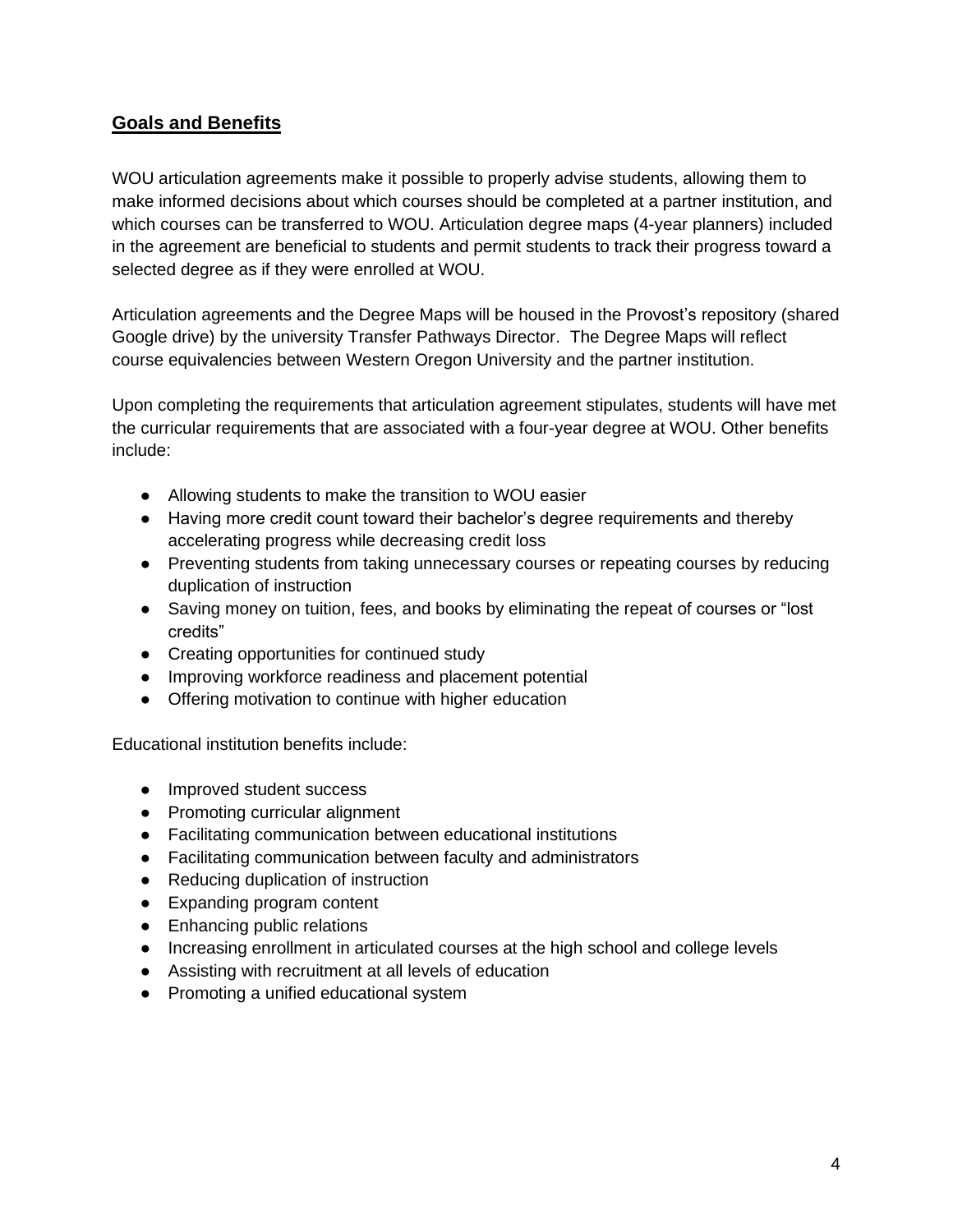## Goals and Benefits

WOU articulation agreements make it possible to properly advise students, allowing them to make informed decisions about which courses should be completed at a partner institution, and which courses can be transferred to WOU. Articulation degree maps (4-year planners) included in the agreement are beneficial to students and permit students to track their progress toward a selected degree as if they were enrolled at WOU.

Articulation agreements and the Degree Maps will be housed in the Provost's repository (shared Google drive) by the university Transfer Pathways Director. The Degree Maps will reflect course equivalencies between Western Oregon University and the partner institution.

Upon completing the requirements that articulation agreement stipulates, students will have met the curricular requirements that are associated with a four-year degree at WOU. Other benefits include:

- Allowing students to make the transition to WOU easier
- Having more credit count toward their bachelor's degree requirements and thereby accelerating progress while decreasing credit loss
- Preventing students from taking unnecessary courses or repeating courses by reducing duplication of instruction
- Saving money on tuition, fees, and books by eliminating the repeat of courses or "lost credits"
- Creating opportunities for continued study
- Improving workforce readiness and placement potential
- Offering motivation to continue with higher education

Educational institution benefits include:

- Improved student success
- Promoting curricular alignment
- Facilitating communication between educational institutions
- Facilitating communication between faculty and administrators
- Reducing duplication of instruction
- Expanding program content
- Enhancing public relations
- Increasing enrollment in articulated courses at the high school and college levels
- Assisting with recruitment at all levels of education
- Promoting a unified educational system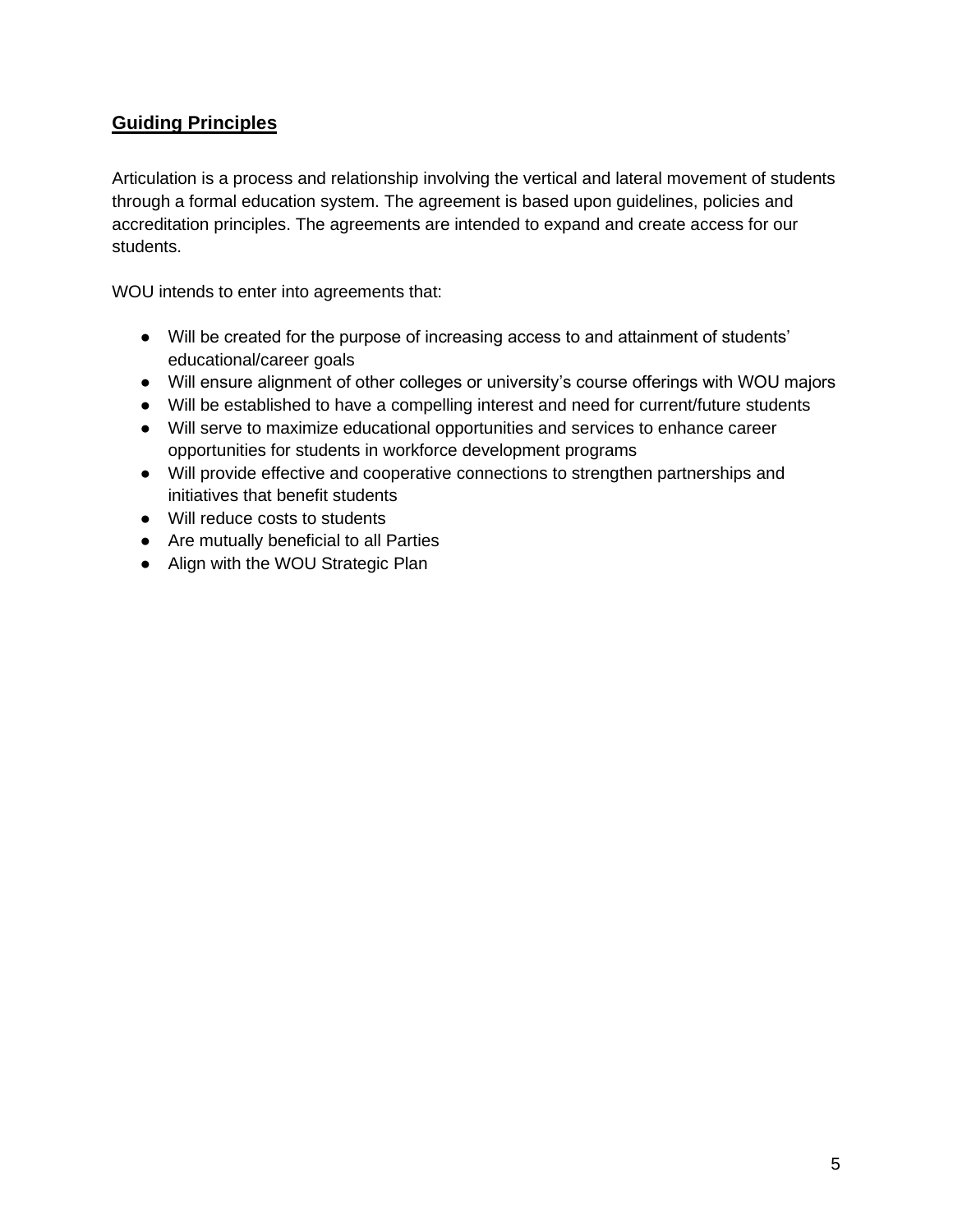## Guiding Principles

Articulation is a process and relationship involving the vertical and lateral movement of students through a formal education system. The agreement is based upon guidelines, policies and accreditation principles. The agreements are intended to expand and create access for our students.

WOU intends to enter into agreements that:

- Will be created for the purpose of increasing access to and attainment of students' educational/career goals
- Will ensure alignment of other colleges or university's course offerings with WOU majors
- Will be established to have a compelling interest and need for current/future students
- Will serve to maximize educational opportunities and services to enhance career opportunities for students in workforce development programs
- Will provide effective and cooperative connections to strengthen partnerships and initiatives that benefit students
- Will reduce costs to students
- Are mutually beneficial to all Parties
- Align with the WOU Strategic Plan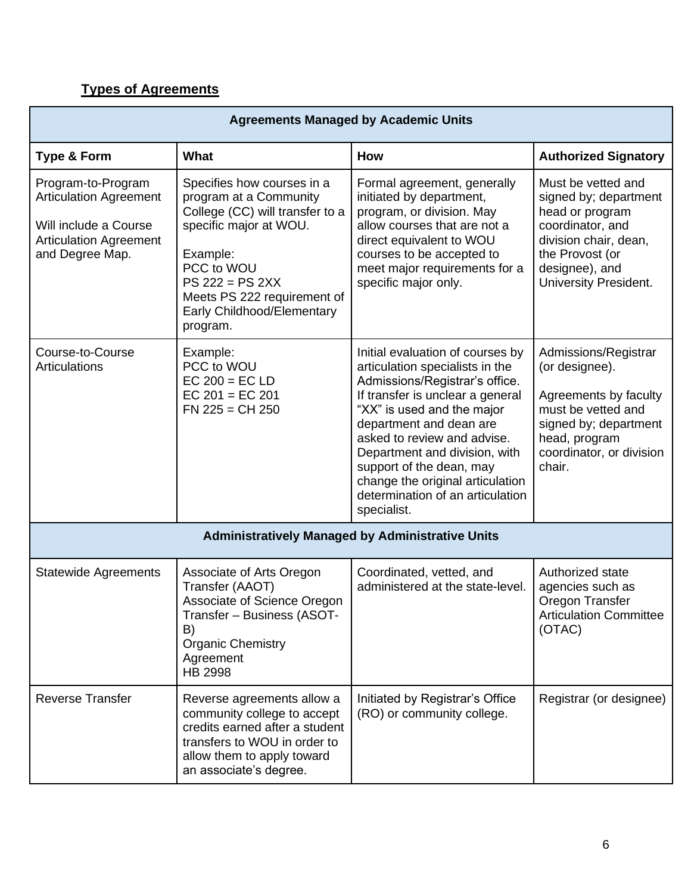**Types of Agreements**

| Agreements Managed by Academic Units | | | |
|---|---|---|---|
| **Type & Form** | **What** | **How** | **Authorized Signatory** |
| Program-to-Program Articulation Agreement<br><br>Will include a Course Articulation Agreement and Degree Map. | Specifies how courses in a program at a Community College (CC) will transfer to a specific major at WOU.<br><br>Example:<br>PCC to WOU<br>PS 222 = PS 2XX<br>Meets PS 222 requirement of Early Childhood/Elementary program. | Formal agreement, generally initiated by department, program, or division. May allow courses that are not a direct equivalent to WOU courses to be accepted to meet major requirements for a specific major only. | Must be vetted and signed by; department head or program coordinator, and division chair, dean, the Provost (or designee), and University President. |
| Course-to-Course Articulations | Example:<br>PCC to WOU<br>EC 200 = EC LD<br>EC 201 = EC 201<br>FN 225 = CH 250 | Initial evaluation of courses by articulation specialists in the Admissions/Registrar's office. If transfer is unclear a general "XX" is used and the major department and dean are asked to review and advise. Department and division, with support of the dean, may change the original articulation determination of an articulation specialist. | Admissions/Registrar (or designee).<br><br>Agreements by faculty must be vetted and signed by; department head, program coordinator, or division chair. |
| **Administratively Managed by Administrative Units** | | | |
| Statewide Agreements | Associate of Arts Oregon Transfer (AAOT)<br>Associate of Science Oregon Transfer – Business (ASOT-B)<br>Organic Chemistry Agreement<br>HB 2998 | Coordinated, vetted, and administered at the state-level. | Authorized state agencies such as Oregon Transfer Articulation Committee (OTAC) |
| Reverse Transfer | Reverse agreements allow a community college to accept credits earned after a student transfers to WOU in order to allow them to apply toward an associate's degree. | Initiated by Registrar's Office (RO) or community college. | Registrar (or designee) |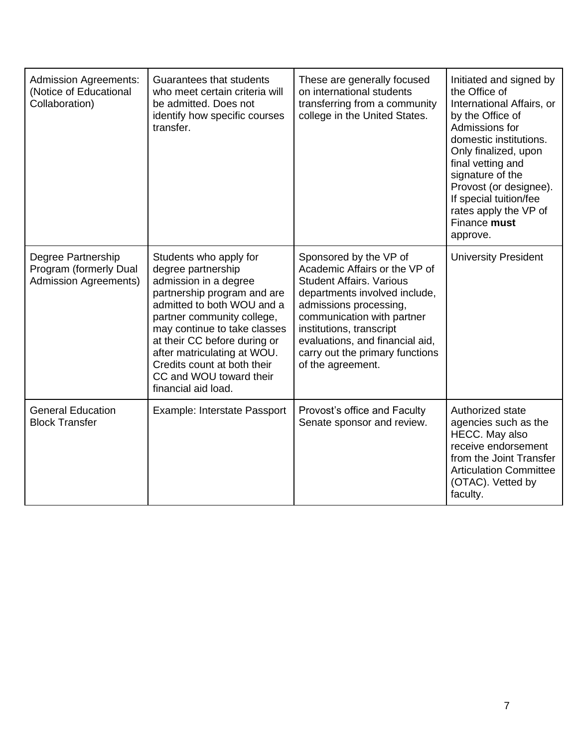| | | | |
|---|---|---|---|
| Admission Agreements: (Notice of Educational Collaboration) | Guarantees that students who meet certain criteria will be admitted. Does not identify how specific courses transfer. | These are generally focused on international students transferring from a community college in the United States. | Initiated and signed by the Office of International Affairs, or by the Office of Admissions for domestic institutions. Only finalized, upon final vetting and signature of the Provost (or designee). If special tuition/fee rates apply the VP of Finance **must** approve. |
| Degree Partnership Program (formerly Dual Admission Agreements) | Students who apply for degree partnership admission in a degree partnership program and are admitted to both WOU and a partner community college, may continue to take classes at their CC before during or after matriculating at WOU. Credits count at both their CC and WOU toward their financial aid load. | Sponsored by the VP of Academic Affairs or the VP of Student Affairs. Various departments involved include, admissions processing, communication with partner institutions, transcript evaluations, and financial aid, carry out the primary functions of the agreement. | University President |
| General Education Block Transfer | Example: Interstate Passport | Provost's office and Faculty Senate sponsor and review. | Authorized state agencies such as the HECC. May also receive endorsement from the Joint Transfer Articulation Committee (OTAC). Vetted by faculty. |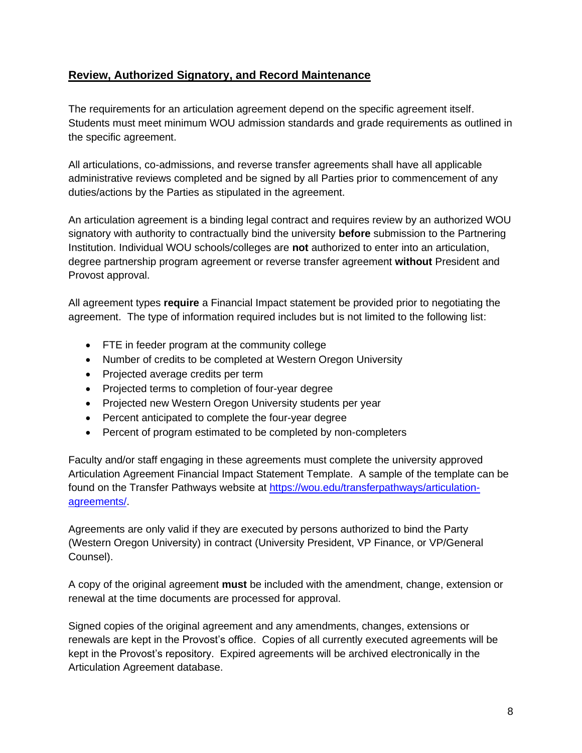## Review, Authorized Signatory, and Record Maintenance

The requirements for an articulation agreement depend on the specific agreement itself. Students must meet minimum WOU admission standards and grade requirements as outlined in the specific agreement.

All articulations, co-admissions, and reverse transfer agreements shall have all applicable administrative reviews completed and be signed by all Parties prior to commencement of any duties/actions by the Parties as stipulated in the agreement.

An articulation agreement is a binding legal contract and requires review by an authorized WOU signatory with authority to contractually bind the university **before** submission to the Partnering Institution. Individual WOU schools/colleges are **not** authorized to enter into an articulation, degree partnership program agreement or reverse transfer agreement **without** President and Provost approval.

All agreement types **require** a Financial Impact statement be provided prior to negotiating the agreement. The type of information required includes but is not limited to the following list:

- FTE in feeder program at the community college
- Number of credits to be completed at Western Oregon University
- Projected average credits per term
- Projected terms to completion of four-year degree
- Projected new Western Oregon University students per year
- Percent anticipated to complete the four-year degree
- Percent of program estimated to be completed by non-completers

Faculty and/or staff engaging in these agreements must complete the university approved Articulation Agreement Financial Impact Statement Template. A sample of the template can be found on the Transfer Pathways website at [https://wou.edu/transferpathways/articulation-agreements/](https://wou.edu/transferpathways/articulation-agreements/).

Agreements are only valid if they are executed by persons authorized to bind the Party (Western Oregon University) in contract (University President, VP Finance, or VP/General Counsel).

A copy of the original agreement **must** be included with the amendment, change, extension or renewal at the time documents are processed for approval.

Signed copies of the original agreement and any amendments, changes, extensions or renewals are kept in the Provost's office. Copies of all currently executed agreements will be kept in the Provost's repository. Expired agreements will be archived electronically in the Articulation Agreement database.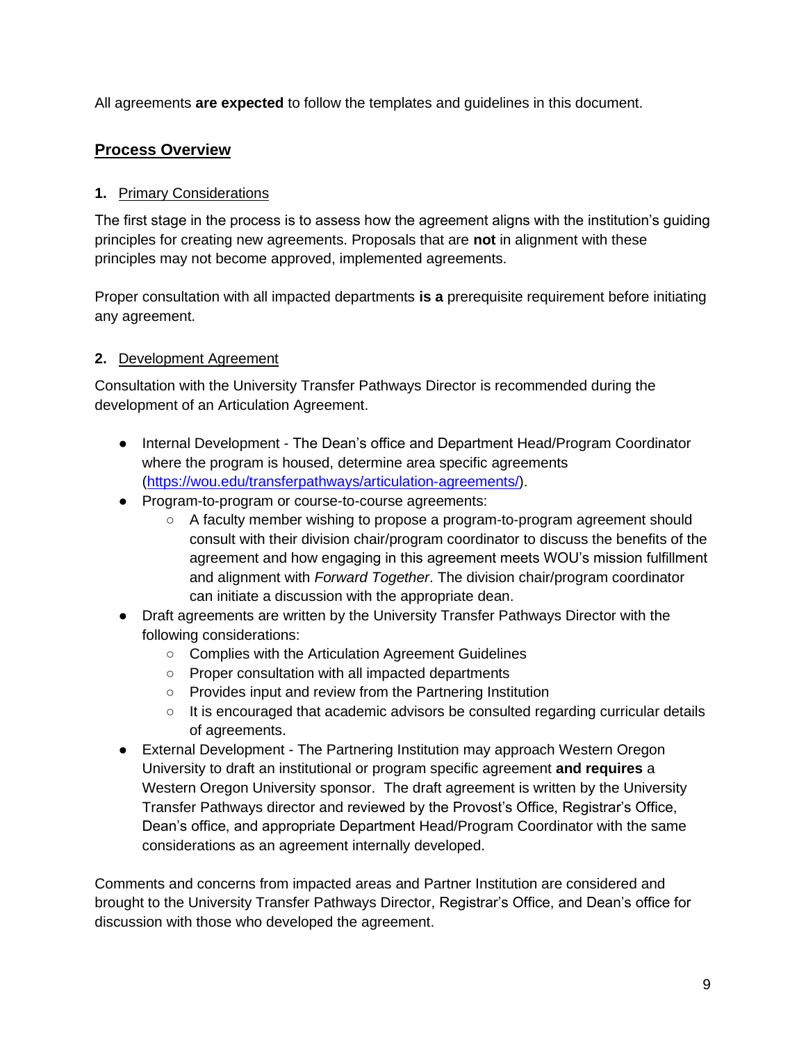All agreements **are expected** to follow the templates and guidelines in this document.

## Process Overview

### 1. Primary Considerations

The first stage in the process is to assess how the agreement aligns with the institution's guiding principles for creating new agreements. Proposals that are **not** in alignment with these principles may not become approved, implemented agreements.

Proper consultation with all impacted departments **is a** prerequisite requirement before initiating any agreement.

### 2. Development Agreement

Consultation with the University Transfer Pathways Director is recommended during the development of an Articulation Agreement.

- Internal Development - The Dean's office and Department Head/Program Coordinator where the program is housed, determine area specific agreements (https://wou.edu/transferpathways/articulation-agreements/).
- Program-to-program or course-to-course agreements:
  - A faculty member wishing to propose a program-to-program agreement should consult with their division chair/program coordinator to discuss the benefits of the agreement and how engaging in this agreement meets WOU's mission fulfillment and alignment with *Forward Together*. The division chair/program coordinator can initiate a discussion with the appropriate dean.
- Draft agreements are written by the University Transfer Pathways Director with the following considerations:
  - Complies with the Articulation Agreement Guidelines
  - Proper consultation with all impacted departments
  - Provides input and review from the Partnering Institution
  - It is encouraged that academic advisors be consulted regarding curricular details of agreements.
- External Development - The Partnering Institution may approach Western Oregon University to draft an institutional or program specific agreement **and requires** a Western Oregon University sponsor. The draft agreement is written by the University Transfer Pathways director and reviewed by the Provost's Office, Registrar's Office, Dean's office, and appropriate Department Head/Program Coordinator with the same considerations as an agreement internally developed.

Comments and concerns from impacted areas and Partner Institution are considered and brought to the University Transfer Pathways Director, Registrar's Office, and Dean's office for discussion with those who developed the agreement.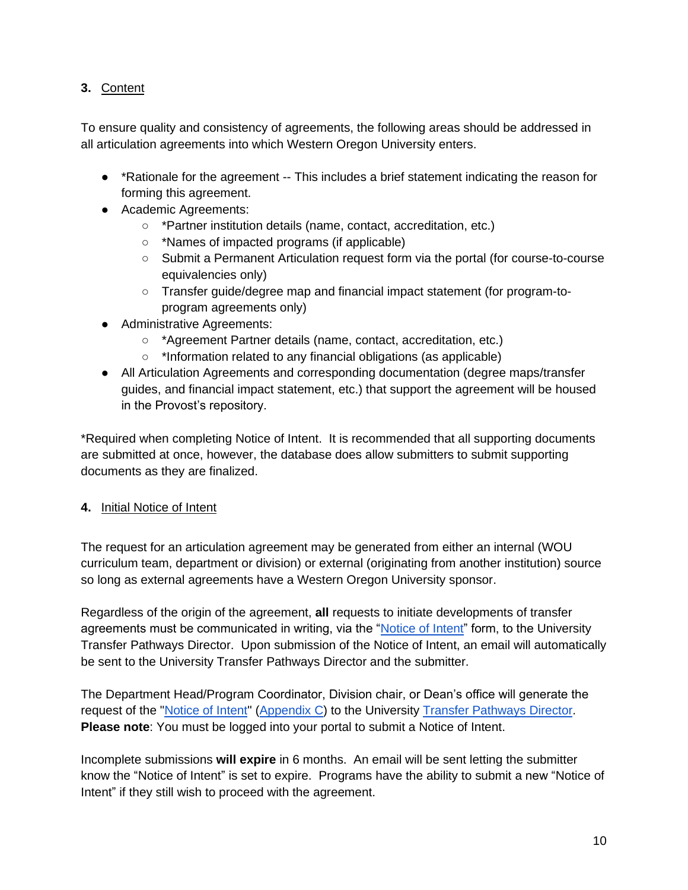### 3. Content

To ensure quality and consistency of agreements, the following areas should be addressed in all articulation agreements into which Western Oregon University enters.

- *Rationale for the agreement -- This includes a brief statement indicating the reason for forming this agreement.
- Academic Agreements:
  - *Partner institution details (name, contact, accreditation, etc.)
  - *Names of impacted programs (if applicable)
  - Submit a Permanent Articulation request form via the portal (for course-to-course equivalencies only)
  - Transfer guide/degree map and financial impact statement (for program-to-program agreements only)
- Administrative Agreements:
  - *Agreement Partner details (name, contact, accreditation, etc.)
  - *Information related to any financial obligations (as applicable)
- All Articulation Agreements and corresponding documentation (degree maps/transfer guides, and financial impact statement, etc.) that support the agreement will be housed in the Provost's repository.

*Required when completing Notice of Intent. It is recommended that all supporting documents are submitted at once, however, the database does allow submitters to submit supporting documents as they are finalized.

### 4. Initial Notice of Intent

The request for an articulation agreement may be generated from either an internal (WOU curriculum team, department or division) or external (originating from another institution) source so long as external agreements have a Western Oregon University sponsor.

Regardless of the origin of the agreement, **all** requests to initiate developments of transfer agreements must be communicated in writing, via the "Notice of Intent" form, to the University Transfer Pathways Director. Upon submission of the Notice of Intent, an email will automatically be sent to the University Transfer Pathways Director and the submitter.

The Department Head/Program Coordinator, Division chair, or Dean's office will generate the request of the "Notice of Intent" (Appendix C) to the University Transfer Pathways Director. **Please note**: You must be logged into your portal to submit a Notice of Intent.

Incomplete submissions **will expire** in 6 months. An email will be sent letting the submitter know the "Notice of Intent" is set to expire. Programs have the ability to submit a new "Notice of Intent" if they still wish to proceed with the agreement.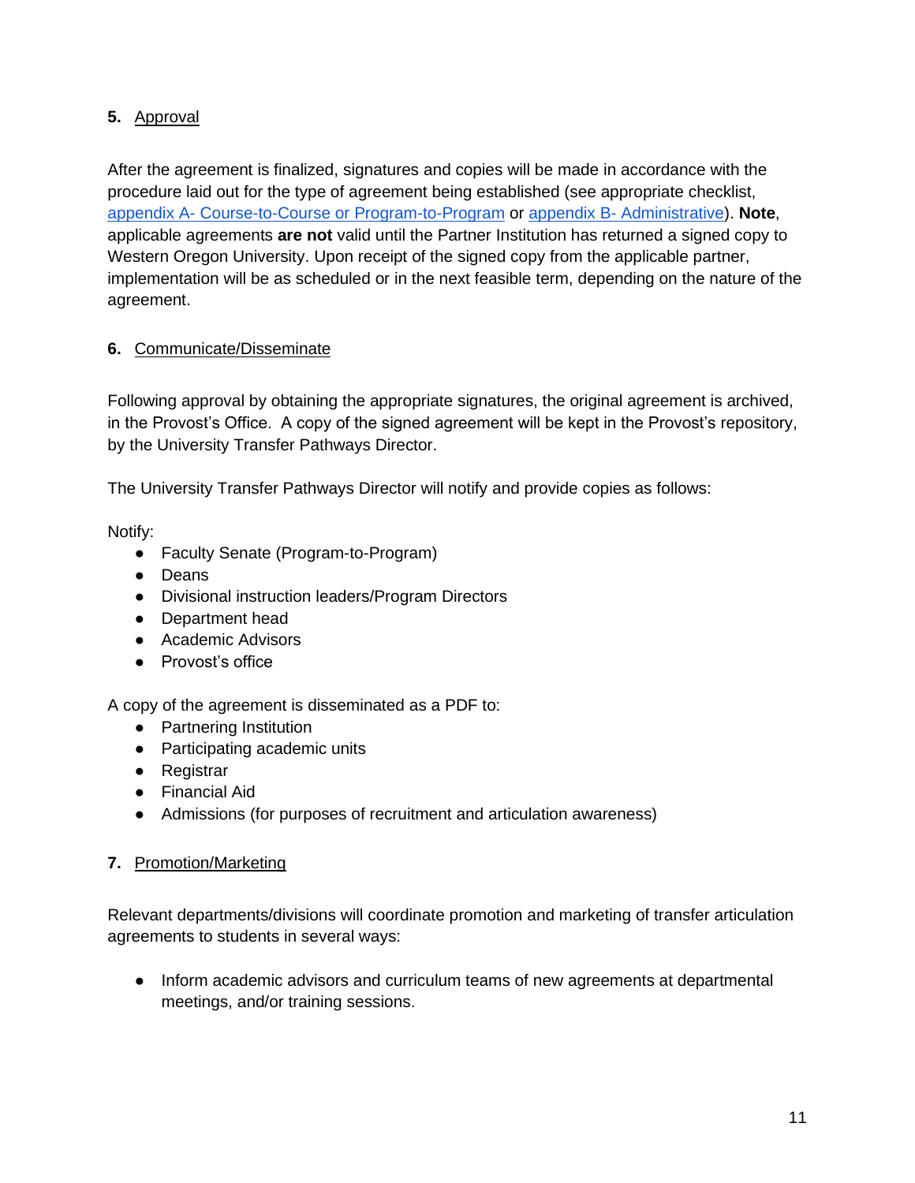**5.** Approval

After the agreement is finalized, signatures and copies will be made in accordance with the procedure laid out for the type of agreement being established (see appropriate checklist, appendix A- Course-to-Course or Program-to-Program or appendix B- Administrative). **Note**, applicable agreements **are not** valid until the Partner Institution has returned a signed copy to Western Oregon University. Upon receipt of the signed copy from the applicable partner, implementation will be as scheduled or in the next feasible term, depending on the nature of the agreement.

**6.** Communicate/Disseminate

Following approval by obtaining the appropriate signatures, the original agreement is archived, in the Provost's Office. A copy of the signed agreement will be kept in the Provost's repository, by the University Transfer Pathways Director.

The University Transfer Pathways Director will notify and provide copies as follows:

Notify:

- Faculty Senate (Program-to-Program)
- Deans
- Divisional instruction leaders/Program Directors
- Department head
- Academic Advisors
- Provost's office

A copy of the agreement is disseminated as a PDF to:

- Partnering Institution
- Participating academic units
- Registrar
- Financial Aid
- Admissions (for purposes of recruitment and articulation awareness)

**7.** Promotion/Marketing

Relevant departments/divisions will coordinate promotion and marketing of transfer articulation agreements to students in several ways:

- Inform academic advisors and curriculum teams of new agreements at departmental meetings, and/or training sessions.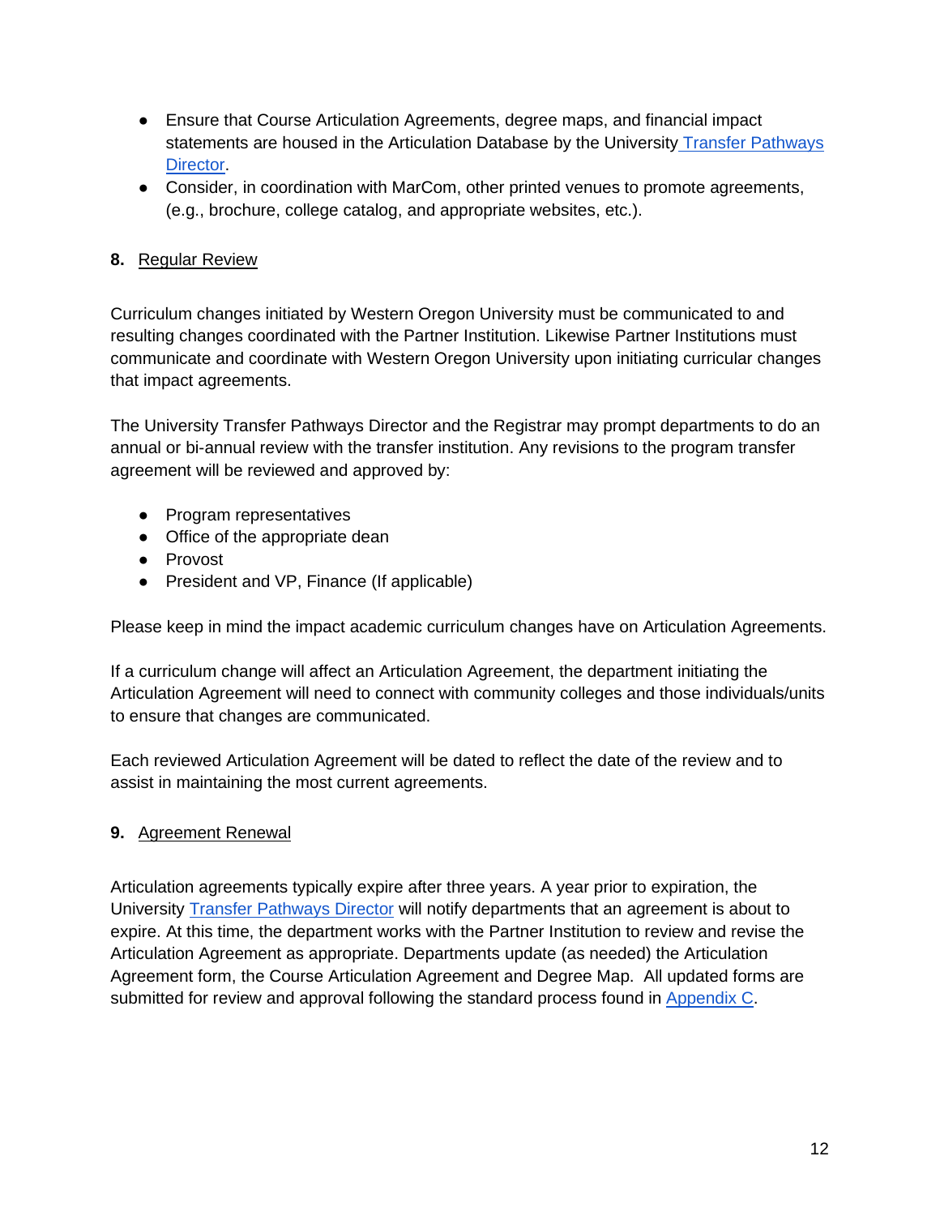- Ensure that Course Articulation Agreements, degree maps, and financial impact statements are housed in the Articulation Database by the University Transfer Pathways Director.
- Consider, in coordination with MarCom, other printed venues to promote agreements, (e.g., brochure, college catalog, and appropriate websites, etc.).

**8.** Regular Review

Curriculum changes initiated by Western Oregon University must be communicated to and resulting changes coordinated with the Partner Institution. Likewise Partner Institutions must communicate and coordinate with Western Oregon University upon initiating curricular changes that impact agreements.

The University Transfer Pathways Director and the Registrar may prompt departments to do an annual or bi-annual review with the transfer institution. Any revisions to the program transfer agreement will be reviewed and approved by:

- Program representatives
- Office of the appropriate dean
- Provost
- President and VP, Finance (If applicable)

Please keep in mind the impact academic curriculum changes have on Articulation Agreements.

If a curriculum change will affect an Articulation Agreement, the department initiating the Articulation Agreement will need to connect with community colleges and those individuals/units to ensure that changes are communicated.

Each reviewed Articulation Agreement will be dated to reflect the date of the review and to assist in maintaining the most current agreements.

**9.** Agreement Renewal

Articulation agreements typically expire after three years. A year prior to expiration, the University Transfer Pathways Director will notify departments that an agreement is about to expire. At this time, the department works with the Partner Institution to review and revise the Articulation Agreement as appropriate. Departments update (as needed) the Articulation Agreement form, the Course Articulation Agreement and Degree Map. All updated forms are submitted for review and approval following the standard process found in Appendix C.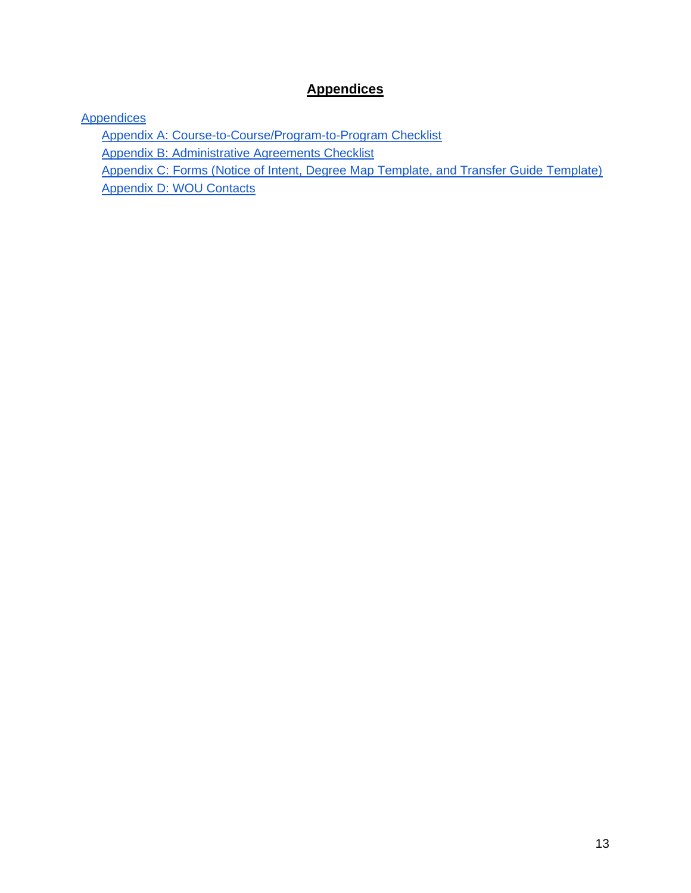# Appendices

Appendices

- Appendix A: Course-to-Course/Program-to-Program Checklist
- Appendix B: Administrative Agreements Checklist
- Appendix C: Forms (Notice of Intent, Degree Map Template, and Transfer Guide Template)
- Appendix D: WOU Contacts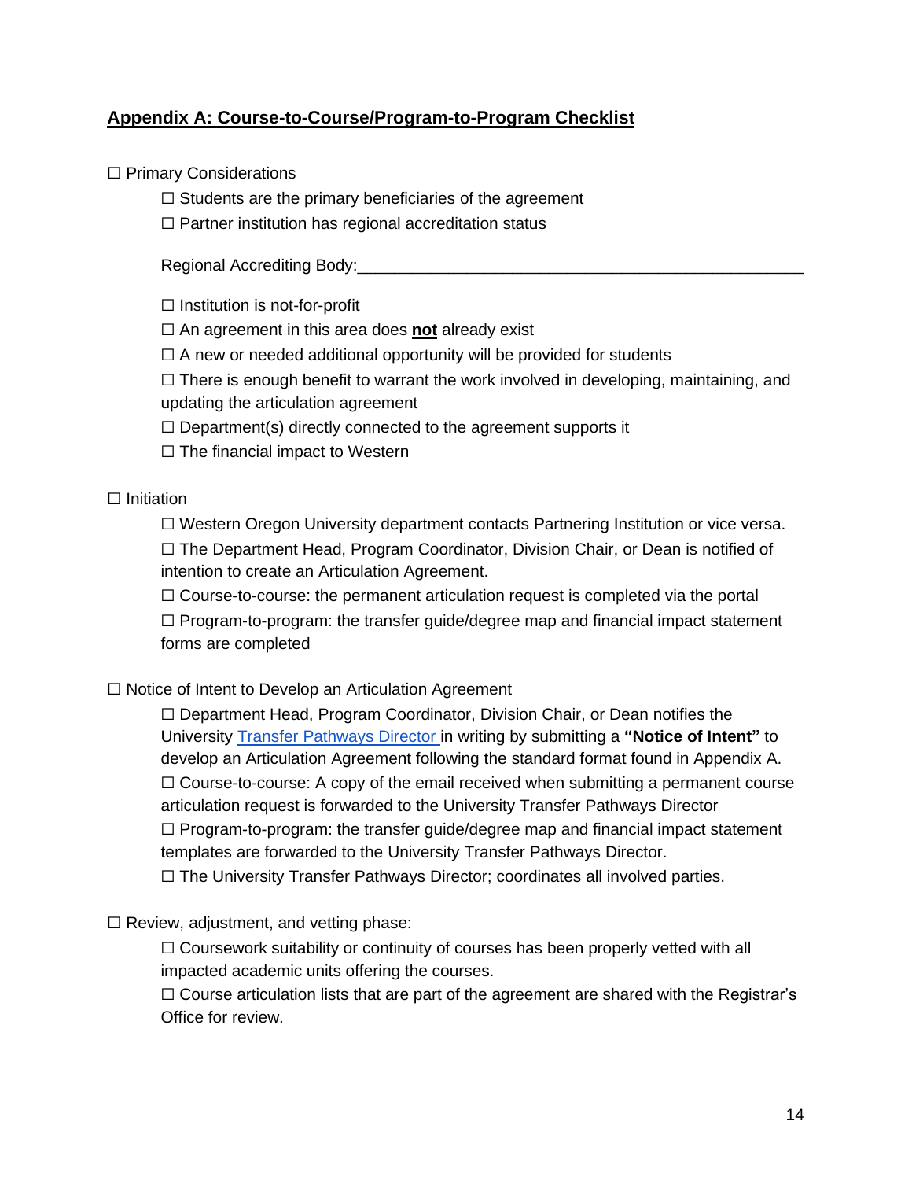## Appendix A: Course-to-Course/Program-to-Program Checklist

☐ Primary Considerations

- ☐ Students are the primary beneficiaries of the agreement
- ☐ Partner institution has regional accreditation status

  Regional Accrediting Body:___________________________________________________

- ☐ Institution is not-for-profit
- ☐ An agreement in this area does **not** already exist
- ☐ A new or needed additional opportunity will be provided for students
- ☐ There is enough benefit to warrant the work involved in developing, maintaining, and updating the articulation agreement
- ☐ Department(s) directly connected to the agreement supports it
- ☐ The financial impact to Western

☐ Initiation

- ☐ Western Oregon University department contacts Partnering Institution or vice versa.
- ☐ The Department Head, Program Coordinator, Division Chair, or Dean is notified of intention to create an Articulation Agreement.
- ☐ Course-to-course: the permanent articulation request is completed via the portal
- ☐ Program-to-program: the transfer guide/degree map and financial impact statement forms are completed

☐ Notice of Intent to Develop an Articulation Agreement

- ☐ Department Head, Program Coordinator, Division Chair, or Dean notifies the University Transfer Pathways Director in writing by submitting a **"Notice of Intent"** to develop an Articulation Agreement following the standard format found in Appendix A.
- ☐ Course-to-course: A copy of the email received when submitting a permanent course articulation request is forwarded to the University Transfer Pathways Director
- ☐ Program-to-program: the transfer guide/degree map and financial impact statement templates are forwarded to the University Transfer Pathways Director.
- ☐ The University Transfer Pathways Director; coordinates all involved parties.

☐ Review, adjustment, and vetting phase:

- ☐ Coursework suitability or continuity of courses has been properly vetted with all impacted academic units offering the courses.
- ☐ Course articulation lists that are part of the agreement are shared with the Registrar's Office for review.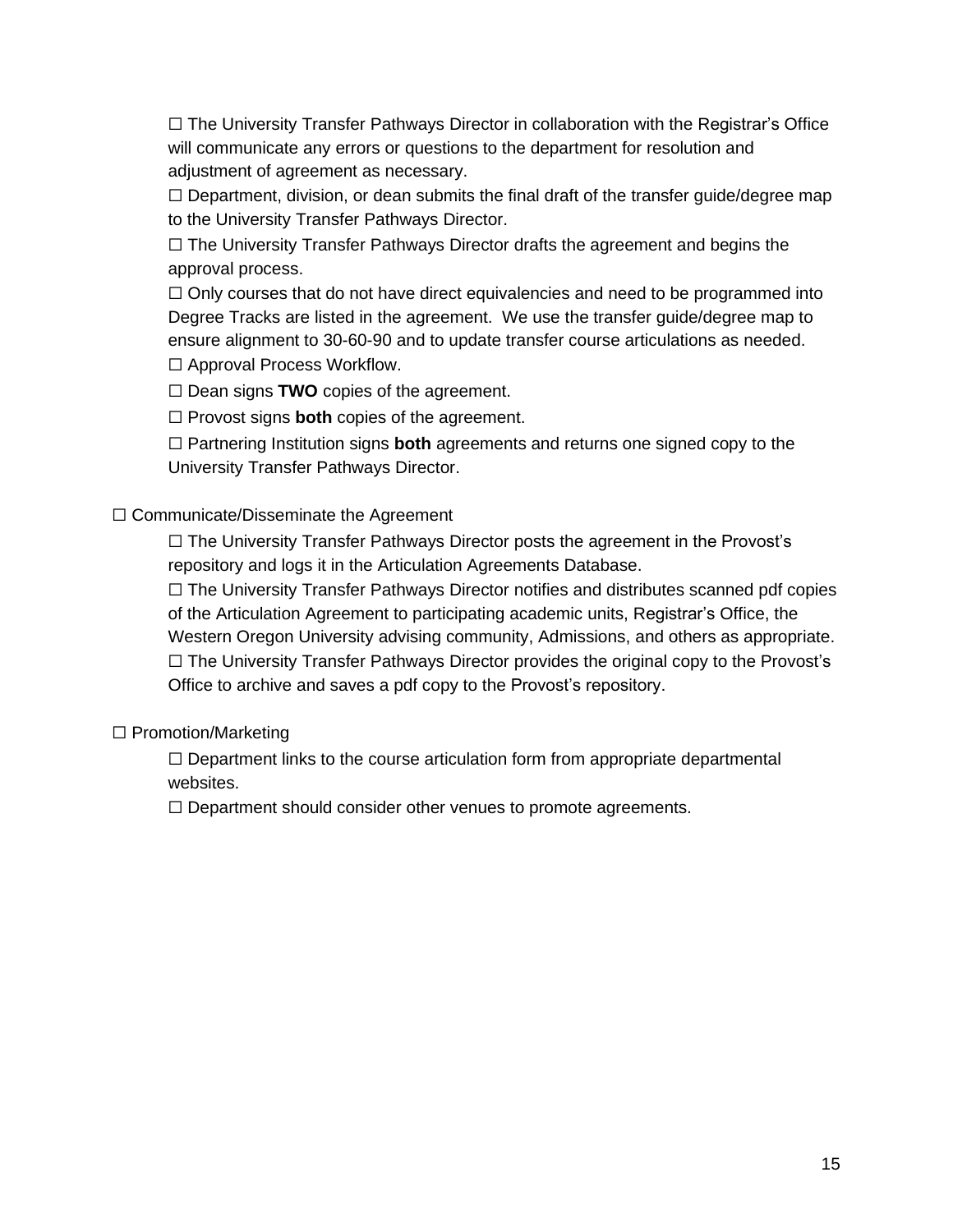☐ The University Transfer Pathways Director in collaboration with the Registrar's Office will communicate any errors or questions to the department for resolution and adjustment of agreement as necessary.

☐ Department, division, or dean submits the final draft of the transfer guide/degree map to the University Transfer Pathways Director.

☐ The University Transfer Pathways Director drafts the agreement and begins the approval process.

☐ Only courses that do not have direct equivalencies and need to be programmed into Degree Tracks are listed in the agreement. We use the transfer guide/degree map to ensure alignment to 30-60-90 and to update transfer course articulations as needed.

☐ Approval Process Workflow.

☐ Dean signs **TWO** copies of the agreement.

☐ Provost signs **both** copies of the agreement.

☐ Partnering Institution signs **both** agreements and returns one signed copy to the University Transfer Pathways Director.

☐ Communicate/Disseminate the Agreement

☐ The University Transfer Pathways Director posts the agreement in the Provost's repository and logs it in the Articulation Agreements Database.

☐ The University Transfer Pathways Director notifies and distributes scanned pdf copies of the Articulation Agreement to participating academic units, Registrar's Office, the Western Oregon University advising community, Admissions, and others as appropriate.

☐ The University Transfer Pathways Director provides the original copy to the Provost's Office to archive and saves a pdf copy to the Provost's repository.

☐ Promotion/Marketing

☐ Department links to the course articulation form from appropriate departmental websites.

☐ Department should consider other venues to promote agreements.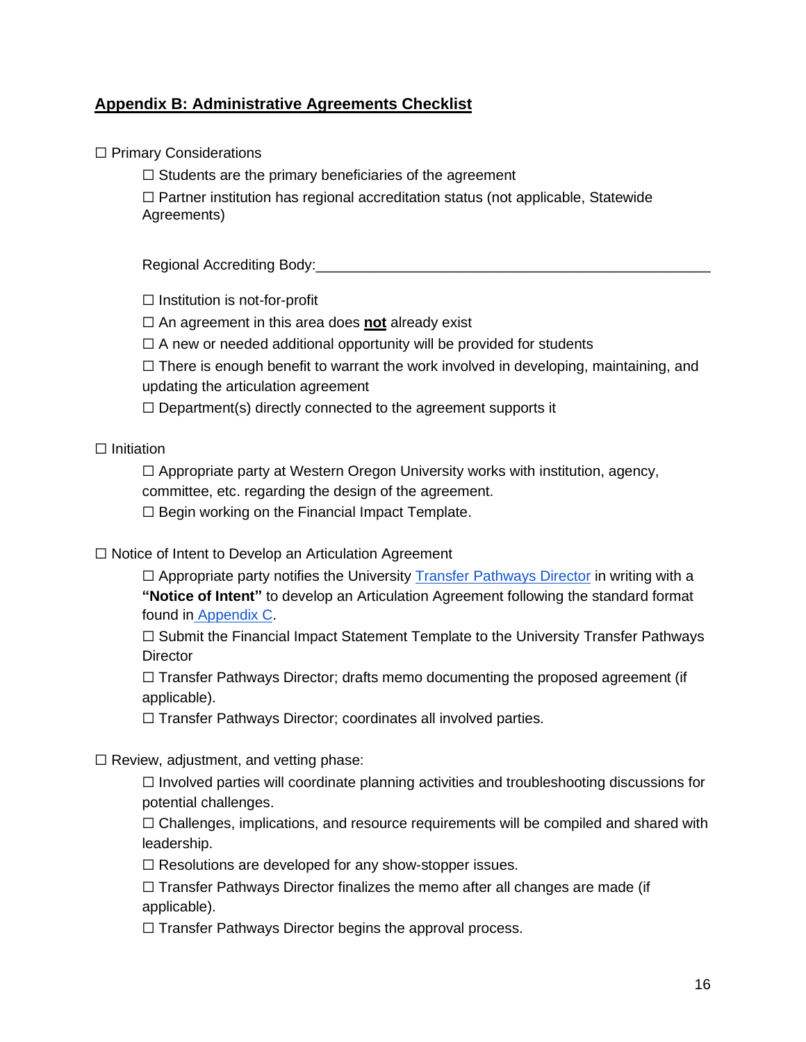## Appendix B: Administrative Agreements Checklist

☐ Primary Considerations

- ☐ Students are the primary beneficiaries of the agreement
- ☐ Partner institution has regional accreditation status (not applicable, Statewide Agreements)

  Regional Accrediting Body:___________________________________________________

- ☐ Institution is not-for-profit
- ☐ An agreement in this area does **not** already exist
- ☐ A new or needed additional opportunity will be provided for students
- ☐ There is enough benefit to warrant the work involved in developing, maintaining, and updating the articulation agreement
- ☐ Department(s) directly connected to the agreement supports it

☐ Initiation

- ☐ Appropriate party at Western Oregon University works with institution, agency, committee, etc. regarding the design of the agreement.
- ☐ Begin working on the Financial Impact Template.

☐ Notice of Intent to Develop an Articulation Agreement

- ☐ Appropriate party notifies the University Transfer Pathways Director in writing with a **"Notice of Intent"** to develop an Articulation Agreement following the standard format found in Appendix C.
- ☐ Submit the Financial Impact Statement Template to the University Transfer Pathways Director
- ☐ Transfer Pathways Director; drafts memo documenting the proposed agreement (if applicable).
- ☐ Transfer Pathways Director; coordinates all involved parties.

☐ Review, adjustment, and vetting phase:

- ☐ Involved parties will coordinate planning activities and troubleshooting discussions for potential challenges.
- ☐ Challenges, implications, and resource requirements will be compiled and shared with leadership.
- ☐ Resolutions are developed for any show-stopper issues.
- ☐ Transfer Pathways Director finalizes the memo after all changes are made (if applicable).
- ☐ Transfer Pathways Director begins the approval process.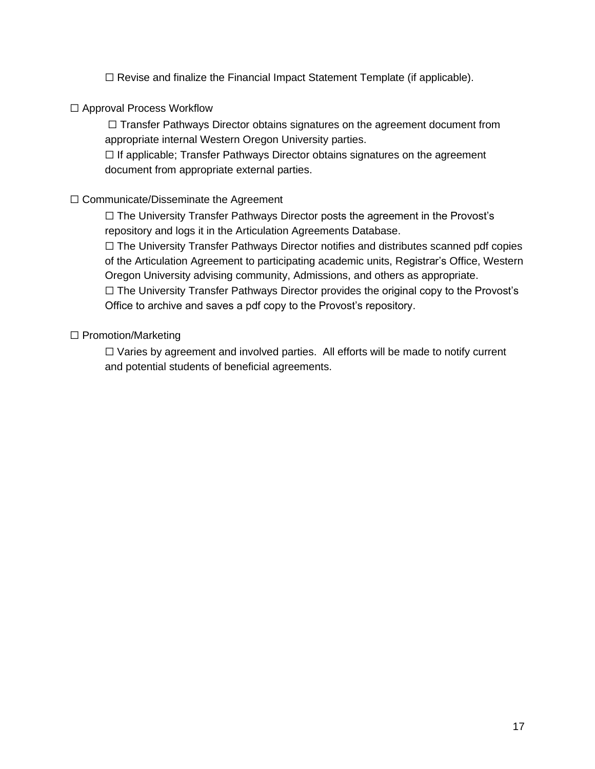☐ Revise and finalize the Financial Impact Statement Template (if applicable).

☐ Approval Process Workflow

☐ Transfer Pathways Director obtains signatures on the agreement document from appropriate internal Western Oregon University parties.

☐ If applicable; Transfer Pathways Director obtains signatures on the agreement document from appropriate external parties.

☐ Communicate/Disseminate the Agreement

☐ The University Transfer Pathways Director posts the agreement in the Provost's repository and logs it in the Articulation Agreements Database.

☐ The University Transfer Pathways Director notifies and distributes scanned pdf copies of the Articulation Agreement to participating academic units, Registrar's Office, Western Oregon University advising community, Admissions, and others as appropriate.

☐ The University Transfer Pathways Director provides the original copy to the Provost's Office to archive and saves a pdf copy to the Provost's repository.

☐ Promotion/Marketing

☐ Varies by agreement and involved parties. All efforts will be made to notify current and potential students of beneficial agreements.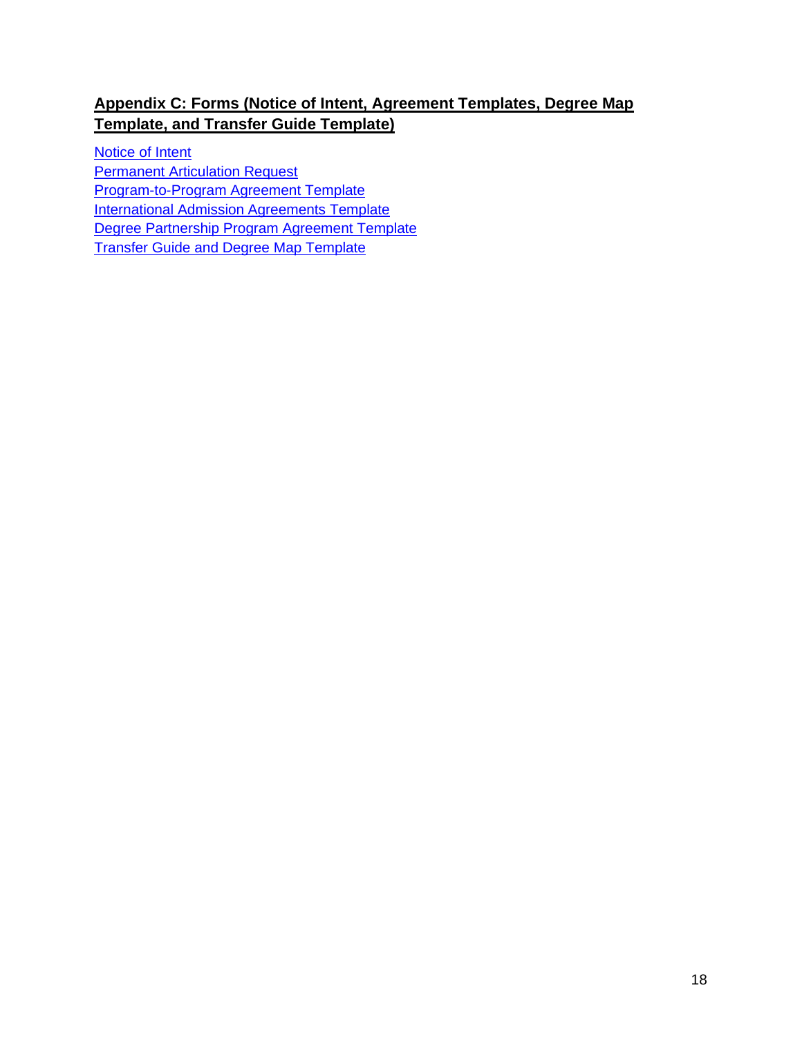## **Appendix C: Forms (Notice of Intent, Agreement Templates, Degree Map Template, and Transfer Guide Template)**

Notice of Intent
Permanent Articulation Request
Program-to-Program Agreement Template
International Admission Agreements Template
Degree Partnership Program Agreement Template
Transfer Guide and Degree Map Template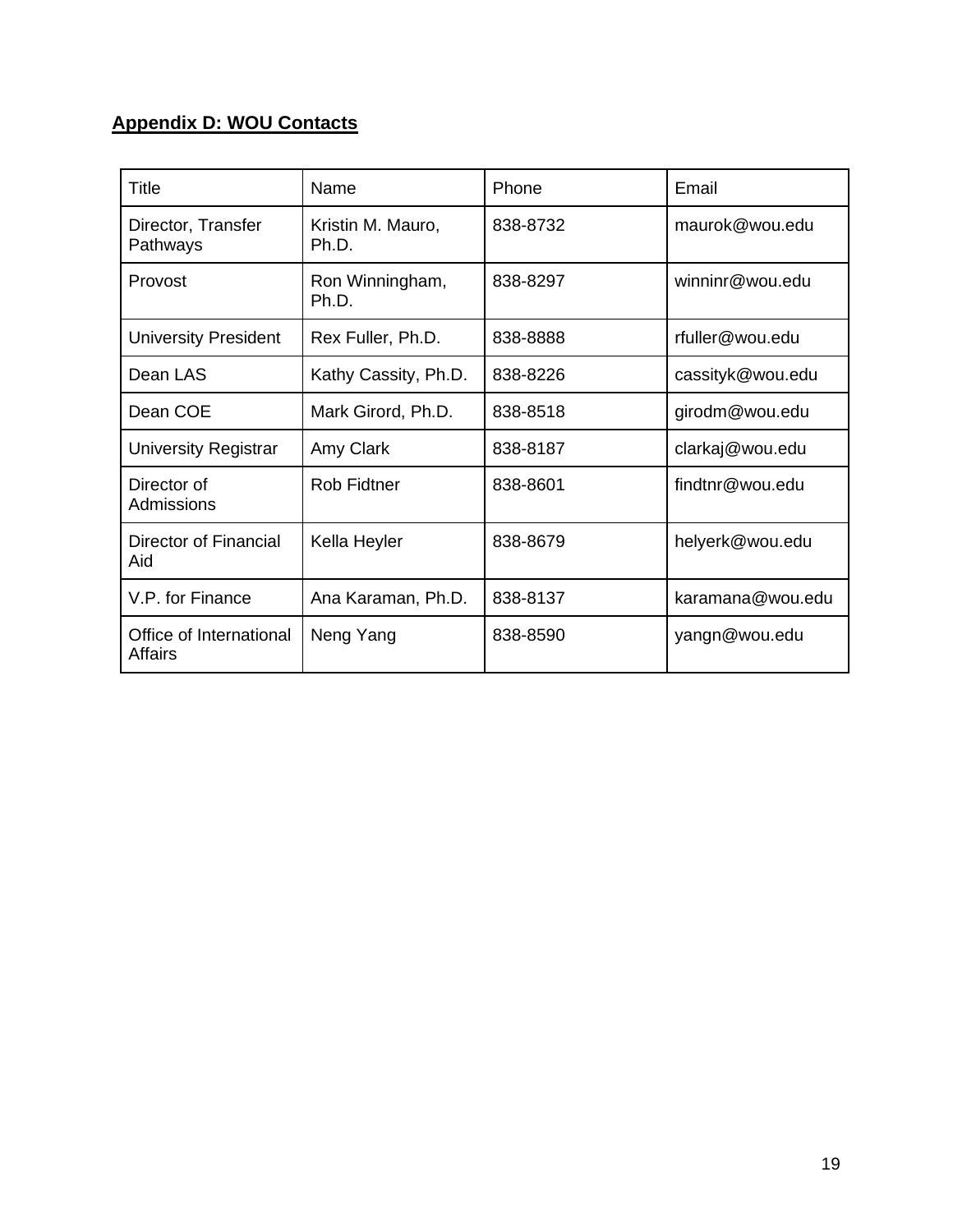**Appendix D: WOU Contacts**

| Title | Name | Phone | Email |
|---|---|---|---|
| Director, Transfer Pathways | Kristin M. Mauro, Ph.D. | 838-8732 | maurok@wou.edu |
| Provost | Ron Winningham, Ph.D. | 838-8297 | winninr@wou.edu |
| University President | Rex Fuller, Ph.D. | 838-8888 | rfuller@wou.edu |
| Dean LAS | Kathy Cassity, Ph.D. | 838-8226 | cassityk@wou.edu |
| Dean COE | Mark Girord, Ph.D. | 838-8518 | girodm@wou.edu |
| University Registrar | Amy Clark | 838-8187 | clarkaj@wou.edu |
| Director of Admissions | Rob Fidtner | 838-8601 | findtnr@wou.edu |
| Director of Financial Aid | Kella Heyler | 838-8679 | helyerk@wou.edu |
| V.P. for Finance | Ana Karaman, Ph.D. | 838-8137 | karamana@wou.edu |
| Office of International Affairs | Neng Yang | 838-8590 | yangn@wou.edu |